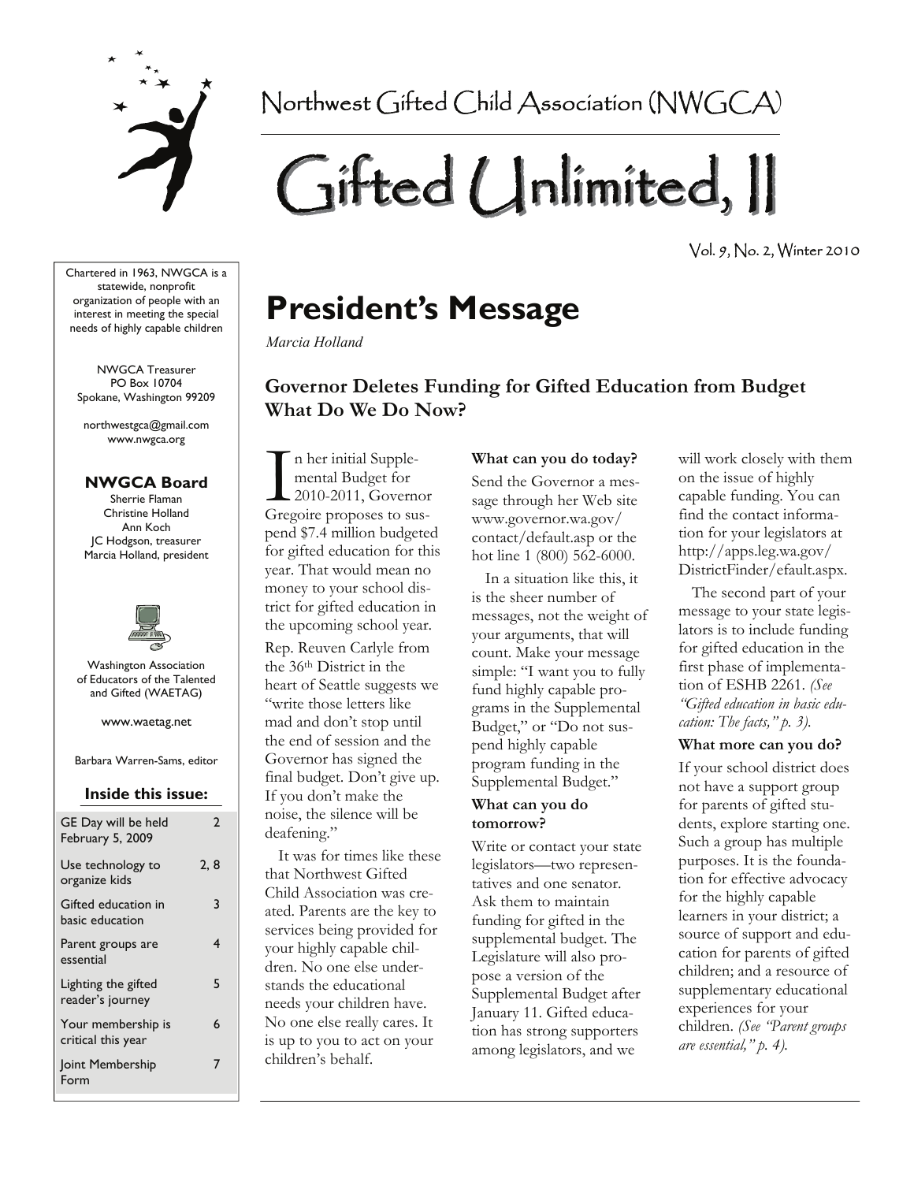Northwest Gifted Child Association (NWGCA)

# Gifted Unlimited, II

Vol. 9, No. 2, Winter 2010

Chartered in 1963, NWGCA is a statewide, nonprofit organization of people with an interest in meeting the special needs of highly capable children

NWGCA Treasurer
PO Box 10704
Spokane, Washington 99209

northwestgca@gmail.com
www.nwgca.org

**NWGCA Board**

Sherrie Flaman
Christine Holland
Ann Koch
JC Hodgson, treasurer
Marcia Holland, president

Washington Association of Educators of the Talented and Gifted (WAETAG)

www.waetag.net

Barbara Warren-Sams, editor

**Inside this issue:**

| | |
|---|---|
| GE Day will be held February 5, 2009 | 2 |
| Use technology to organize kids | 2, 8 |
| Gifted education in basic education | 3 |
| Parent groups are essential | 4 |
| Lighting the gifted reader's journey | 5 |
| Your membership is critical this year | 6 |
| Joint Membership Form | 7 |

# President's Message

*Marcia Holland*

## Governor Deletes Funding for Gifted Education from Budget What Do We Do Now?

In her initial Supplemental Budget for 2010-2011, Governor Gregoire proposes to suspend $7.4 million budgeted for gifted education for this year. That would mean no money to your school district for gifted education in the upcoming school year.

Rep. Reuven Carlyle from the 36th District in the heart of Seattle suggests we "write those letters like mad and don't stop until the end of session and the Governor has signed the final budget. Don't give up. If you don't make the noise, the silence will be deafening."

It was for times like these that Northwest Gifted Child Association was created. Parents are the key to services being provided for your highly capable children. No one else understands the educational needs your children have. No one else really cares. It is up to you to act on your children's behalf.

**What can you do today?**

Send the Governor a message through her Web site www.governor.wa.gov/contact/default.asp or the hot line 1 (800) 562-6000.

In a situation like this, it is the sheer number of messages, not the weight of your arguments, that will count. Make your message simple: "I want you to fully fund highly capable programs in the Supplemental Budget," or "Do not suspend highly capable program funding in the Supplemental Budget."

**What can you do tomorrow?**

Write or contact your state legislators—two representatives and one senator. Ask them to maintain funding for gifted in the supplemental budget. The Legislature will also propose a version of the Supplemental Budget after January 11. Gifted education has strong supporters among legislators, and we will work closely with them on the issue of highly capable funding. You can find the contact information for your legislators at http://apps.leg.wa.gov/DistrictFinder/efault.aspx.

The second part of your message to your state legislators is to include funding for gifted education in the first phase of implementation of ESHB 2261. *(See "Gifted education in basic education: The facts," p. 3).*

**What more can you do?**

If your school district does not have a support group for parents of gifted students, explore starting one. Such a group has multiple purposes. It is the foundation for effective advocacy for the highly capable learners in your district; a source of support and education for parents of gifted children; and a resource of supplementary educational experiences for your children. *(See "Parent groups are essential," p. 4).*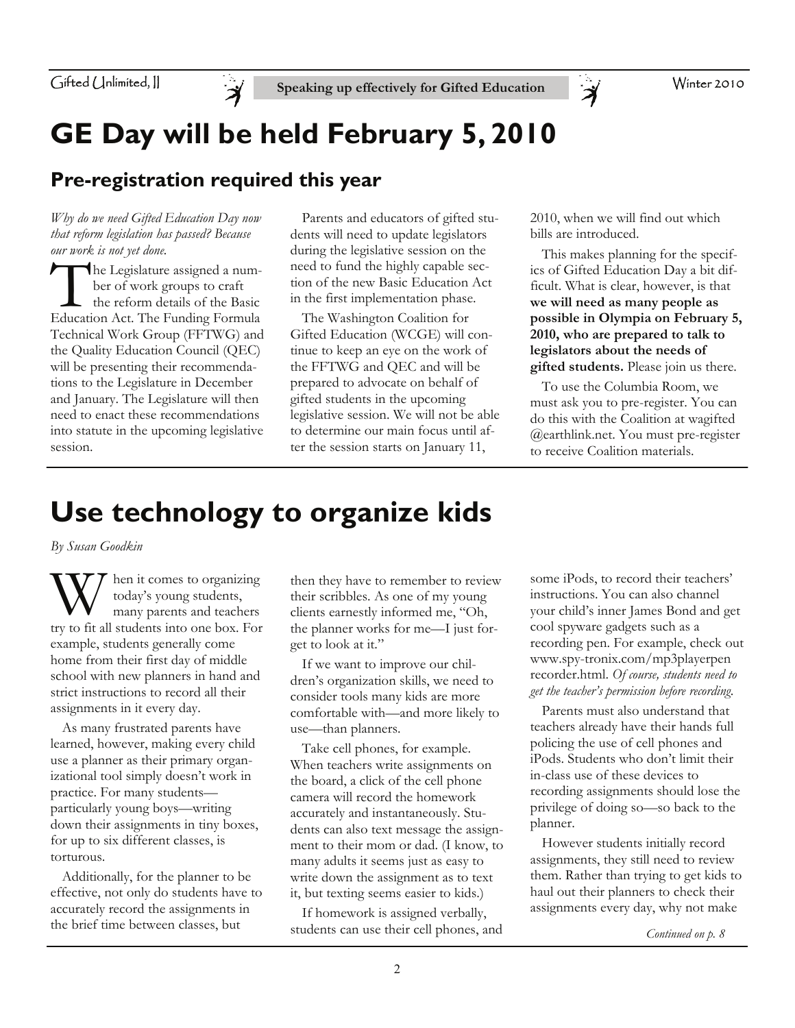# GE Day will be held February 5, 2010

## Pre-registration required this year

*Why do we need Gifted Education Day now that reform legislation has passed? Because our work is not yet done.*

The Legislature assigned a number of work groups to craft the reform details of the Basic Education Act. The Funding Formula Technical Work Group (FFTWG) and the Quality Education Council (QEC) will be presenting their recommendations to the Legislature in December and January. The Legislature will then need to enact these recommendations into statute in the upcoming legislative session.

Parents and educators of gifted students will need to update legislators during the legislative session on the need to fund the highly capable section of the new Basic Education Act in the first implementation phase.

The Washington Coalition for Gifted Education (WCGE) will continue to keep an eye on the work of the FFTWG and QEC and will be prepared to advocate on behalf of gifted students in the upcoming legislative session. We will not be able to determine our main focus until after the session starts on January 11, 2010, when we will find out which bills are introduced.

This makes planning for the specifics of Gifted Education Day a bit difficult. What is clear, however, is that **we will need as many people as possible in Olympia on February 5, 2010, who are prepared to talk to legislators about the needs of gifted students.** Please join us there.

To use the Columbia Room, we must ask you to pre-register. You can do this with the Coalition at wagifted@earthlink.net. You must pre-register to receive Coalition materials.

# Use technology to organize kids

*By Susan Goodkin*

When it comes to organizing today's young students, many parents and teachers try to fit all students into one box. For example, students generally come home from their first day of middle school with new planners in hand and strict instructions to record all their assignments in it every day.

As many frustrated parents have learned, however, making every child use a planner as their primary organizational tool simply doesn't work in practice. For many students—particularly young boys—writing down their assignments in tiny boxes, for up to six different classes, is torturous.

Additionally, for the planner to be effective, not only do students have to accurately record the assignments in the brief time between classes, but then they have to remember to review their scribbles. As one of my young clients earnestly informed me, "Oh, the planner works for me—I just forget to look at it."

If we want to improve our children's organization skills, we need to consider tools many kids are more comfortable with—and more likely to use—than planners.

Take cell phones, for example. When teachers write assignments on the board, a click of the cell phone camera will record the homework accurately and instantaneously. Students can also text message the assignment to their mom or dad. (I know, to many adults it seems just as easy to write down the assignment as to text it, but texting seems easier to kids.)

If homework is assigned verbally, students can use their cell phones, and some iPods, to record their teachers' instructions. You can also channel your child's inner James Bond and get cool spyware gadgets such as a recording pen. For example, check out www.spy-tronix.com/mp3playerpenrecorder.html. *Of course, students need to get the teacher's permission before recording.*

Parents must also understand that teachers already have their hands full policing the use of cell phones and iPods. Students who don't limit their in-class use of these devices to recording assignments should lose the privilege of doing so—so back to the planner.

However students initially record assignments, they still need to review them. Rather than trying to get kids to haul out their planners to check their assignments every day, why not make

*Continued on p. 8*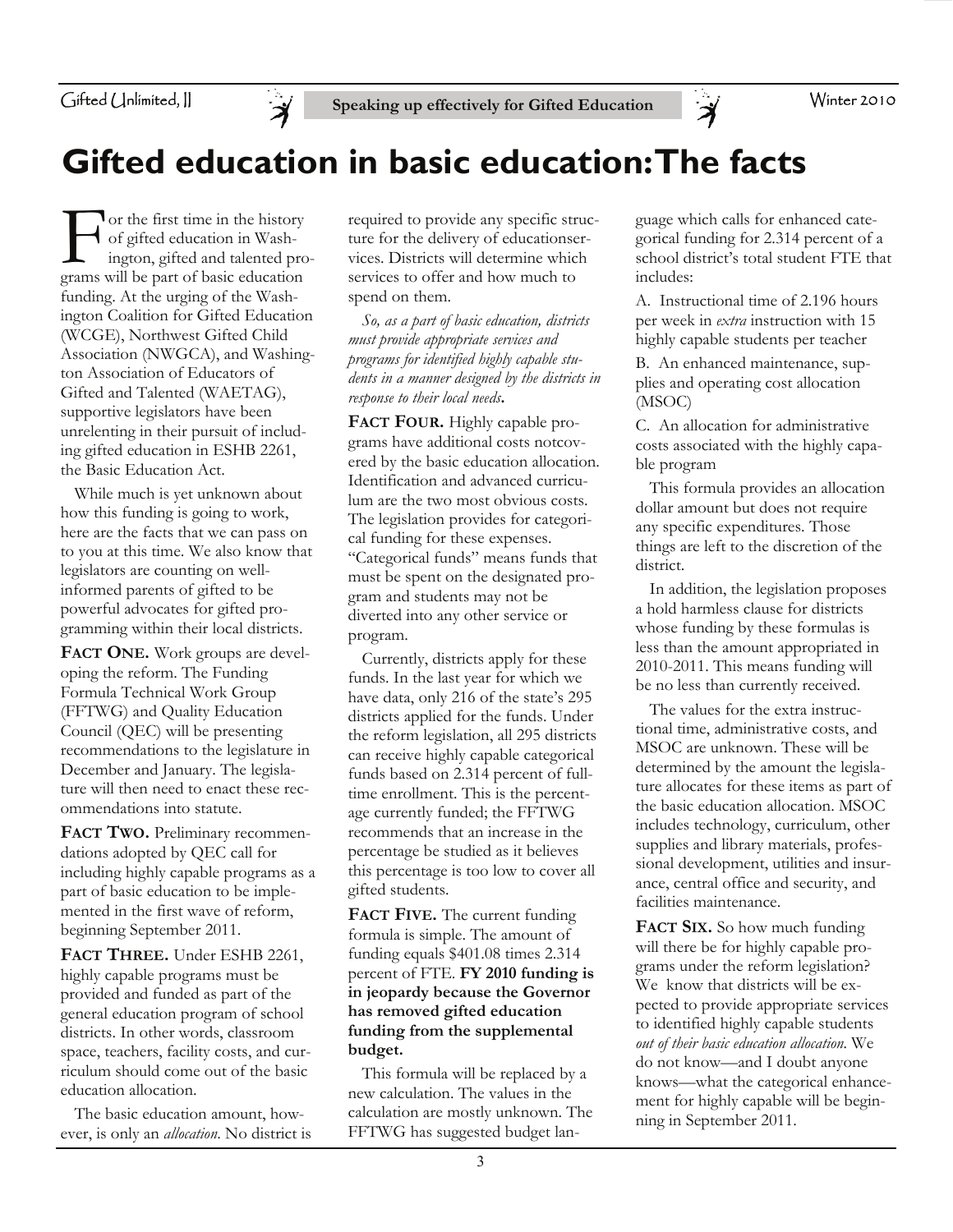# Gifted education in basic education: The facts

For the first time in the history of gifted education in Washington, gifted and talented programs will be part of basic education funding. At the urging of the Washington Coalition for Gifted Education (WCGE), Northwest Gifted Child Association (NWGCA), and Washington Association of Educators of Gifted and Talented (WAETAG), supportive legislators have been unrelenting in their pursuit of including gifted education in ESHB 2261, the Basic Education Act.

While much is yet unknown about how this funding is going to work, here are the facts that we can pass on to you at this time. We also know that legislators are counting on well-informed parents of gifted to be powerful advocates for gifted programming within their local districts.

**FACT ONE.** Work groups are developing the reform. The Funding Formula Technical Work Group (FFTWG) and Quality Education Council (QEC) will be presenting recommendations to the legislature in December and January. The legislature will then need to enact these recommendations into statute.

**FACT TWO.** Preliminary recommendations adopted by QEC call for including highly capable programs as a part of basic education to be implemented in the first wave of reform, beginning September 2011.

**FACT THREE.** Under ESHB 2261, highly capable programs must be provided and funded as part of the general education program of school districts. In other words, classroom space, teachers, facility costs, and curriculum should come out of the basic education allocation.

The basic education amount, however, is only an *allocation*. No district is required to provide any specific structure for the delivery of educationservices. Districts will determine which services to offer and how much to spend on them.

*So, as a part of basic education, districts must provide appropriate services and programs for identified highly capable students in a manner designed by the districts in response to their local needs*.

**FACT FOUR.** Highly capable programs have additional costs notcovered by the basic education allocation. Identification and advanced curriculum are the two most obvious costs. The legislation provides for categorical funding for these expenses. "Categorical funds" means funds that must be spent on the designated program and students may not be diverted into any other service or program.

Currently, districts apply for these funds. In the last year for which we have data, only 216 of the state's 295 districts applied for the funds. Under the reform legislation, all 295 districts can receive highly capable categorical funds based on 2.314 percent of full-time enrollment. This is the percentage currently funded; the FFTWG recommends that an increase in the percentage be studied as it believes this percentage is too low to cover all gifted students.

**FACT FIVE.** The current funding formula is simple. The amount of funding equals $401.08 times 2.314 percent of FTE. **FY 2010 funding is in jeopardy because the Governor has removed gifted education funding from the supplemental budget.**

This formula will be replaced by a new calculation. The values in the calculation are mostly unknown. The FFTWG has suggested budget language which calls for enhanced categorical funding for 2.314 percent of a school district's total student FTE that includes:

A. Instructional time of 2.196 hours per week in *extra* instruction with 15 highly capable students per teacher

B. An enhanced maintenance, supplies and operating cost allocation (MSOC)

C. An allocation for administrative costs associated with the highly capable program

This formula provides an allocation dollar amount but does not require any specific expenditures. Those things are left to the discretion of the district.

In addition, the legislation proposes a hold harmless clause for districts whose funding by these formulas is less than the amount appropriated in 2010-2011. This means funding will be no less than currently received.

The values for the extra instructional time, administrative costs, and MSOC are unknown. These will be determined by the amount the legislature allocates for these items as part of the basic education allocation. MSOC includes technology, curriculum, other supplies and library materials, professional development, utilities and insurance, central office and security, and facilities maintenance.

**FACT SIX.** So how much funding will there be for highly capable programs under the reform legislation? We know that districts will be expected to provide appropriate services to identified highly capable students *out of their basic education allocation*. We do not know—and I doubt anyone knows—what the categorical enhancement for highly capable will be beginning in September 2011.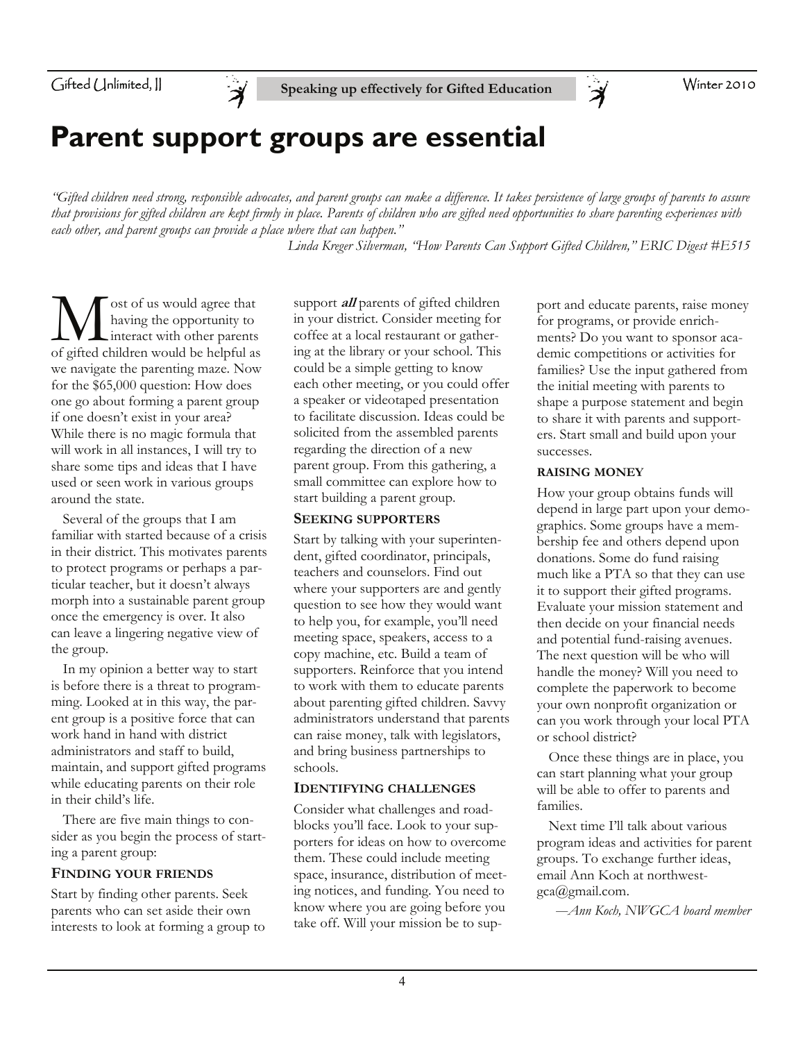# Parent support groups are essential

*"Gifted children need strong, responsible advocates, and parent groups can make a difference. It takes persistence of large groups of parents to assure that provisions for gifted children are kept firmly in place. Parents of children who are gifted need opportunities to share parenting experiences with each other, and parent groups can provide a place where that can happen."*

*Linda Kreger Silverman, "How Parents Can Support Gifted Children," ERIC Digest #E515*

Most of us would agree that having the opportunity to interact with other parents of gifted children would be helpful as we navigate the parenting maze. Now for the $65,000 question: How does one go about forming a parent group if one doesn't exist in your area? While there is no magic formula that will work in all instances, I will try to share some tips and ideas that I have used or seen work in various groups around the state.

Several of the groups that I am familiar with started because of a crisis in their district. This motivates parents to protect programs or perhaps a particular teacher, but it doesn't always morph into a sustainable parent group once the emergency is over. It also can leave a lingering negative view of the group.

In my opinion a better way to start is before there is a threat to programming. Looked at in this way, the parent group is a positive force that can work hand in hand with district administrators and staff to build, maintain, and support gifted programs while educating parents on their role in their child's life.

There are five main things to consider as you begin the process of starting a parent group:

### Finding your friends

Start by finding other parents. Seek parents who can set aside their own interests to look at forming a group to support ***all*** parents of gifted children in your district. Consider meeting for coffee at a local restaurant or gathering at the library or your school. This could be a simple getting to know each other meeting, or you could offer a speaker or videotaped presentation to facilitate discussion. Ideas could be solicited from the assembled parents regarding the direction of a new parent group. From this gathering, a small committee can explore how to start building a parent group.

### Seeking supporters

Start by talking with your superintendent, gifted coordinator, principals, teachers and counselors. Find out where your supporters are and gently question to see how they would want to help you, for example, you'll need meeting space, speakers, access to a copy machine, etc. Build a team of supporters. Reinforce that you intend to work with them to educate parents about parenting gifted children. Savvy administrators understand that parents can raise money, talk with legislators, and bring business partnerships to schools.

### Identifying challenges

Consider what challenges and roadblocks you'll face. Look to your supporters for ideas on how to overcome them. These could include meeting space, insurance, distribution of meeting notices, and funding. You need to know where you are going before you take off. Will your mission be to support and educate parents, raise money for programs, or provide enrichments? Do you want to sponsor academic competitions or activities for families? Use the input gathered from the initial meeting with parents to shape a purpose statement and begin to share it with parents and supporters. Start small and build upon your successes.

### Raising money

How your group obtains funds will depend in large part upon your demographics. Some groups have a membership fee and others depend upon donations. Some do fund raising much like a PTA so that they can use it to support their gifted programs. Evaluate your mission statement and then decide on your financial needs and potential fund-raising avenues. The next question will be who will handle the money? Will you need to complete the paperwork to become your own nonprofit organization or can you work through your local PTA or school district?

Once these things are in place, you can start planning what your group will be able to offer to parents and families.

Next time I'll talk about various program ideas and activities for parent groups. To exchange further ideas, email Ann Koch at northwestgca@gmail.com.

*—Ann Koch, NWGCA board member*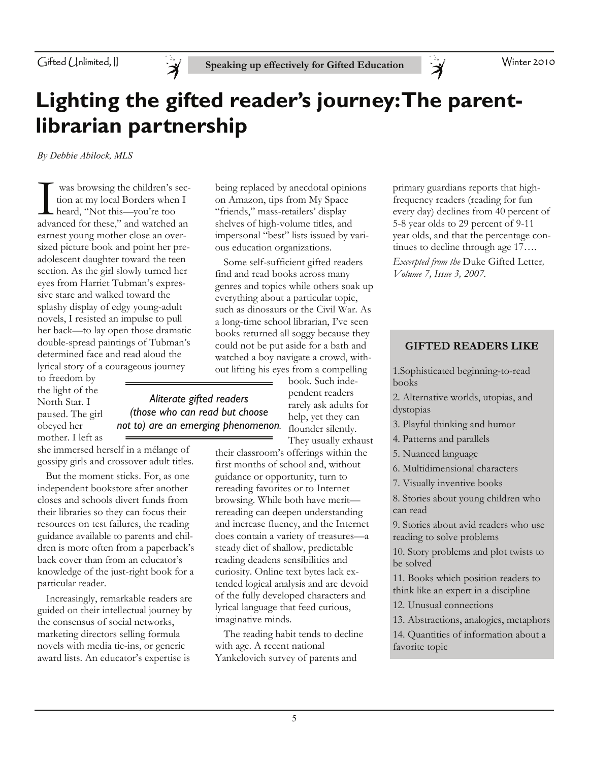# Lighting the gifted reader's journey: The parent-librarian partnership

*By Debbie Abilock, MLS*

I was browsing the children's section at my local Borders when I heard, "Not this—you're too advanced for these," and watched an earnest young mother close an oversized picture book and point her preadolescent daughter toward the teen section. As the girl slowly turned her eyes from Harriet Tubman's expressive stare and walked toward the splashy display of edgy young-adult novels, I resisted an impulse to pull her back—to lay open those dramatic double-spread paintings of Tubman's determined face and read aloud the lyrical story of a courageous journey to freedom by the light of the North Star. I paused. The girl obeyed her mother. I left as she immersed herself in a mélange of gossipy girls and crossover adult titles.

But the moment sticks. For, as one independent bookstore after another closes and schools divert funds from their libraries so they can focus their resources on test failures, the reading guidance available to parents and children is more often from a paperback's back cover than from an educator's knowledge of the just-right book for a particular reader.

Increasingly, remarkable readers are guided on their intellectual journey by the consensus of social networks, marketing directors selling formula novels with media tie-ins, or generic award lists. An educator's expertise is being replaced by anecdotal opinions on Amazon, tips from My Space "friends," mass-retailers' display shelves of high-volume titles, and impersonal "best" lists issued by various education organizations.

Some self-sufficient gifted readers find and read books across many genres and topics while others soak up everything about a particular topic, such as dinosaurs or the Civil War. As a long-time school librarian, I've seen books returned all soggy because they could not be put aside for a bath and watched a boy navigate a crowd, without lifting his eyes from a compelling book. Such independent readers rarely ask adults for help, yet they can flounder silently. They usually exhaust their classroom's offerings within the first months of school and, without guidance or opportunity, turn to rereading favorites or to Internet browsing. While both have merit—rereading can deepen understanding and increase fluency, and the Internet does contain a variety of treasures—a steady diet of shallow, predictable reading deadens sensibilities and curiosity. Online text bytes lack extended logical analysis and are devoid of the fully developed characters and lyrical language that feed curious, imaginative minds.

> *Aliterate gifted readers (those who can read but choose not to) are an emerging phenomenon.*

The reading habit tends to decline with age. A recent national Yankelovich survey of parents and primary guardians reports that high-frequency readers (reading for fun every day) declines from 40 percent of 5-8 year olds to 29 percent of 9-11 year olds, and that the percentage continues to decline through age 17….

*Excerpted from the* Duke Gifted Letter*, Volume 7, Issue 3, 2007.*

### GIFTED READERS LIKE

1. Sophisticated beginning-to-read books
2. Alternative worlds, utopias, and dystopias
3. Playful thinking and humor
4. Patterns and parallels
5. Nuanced language
6. Multidimensional characters
7. Visually inventive books
8. Stories about young children who can read
9. Stories about avid readers who use reading to solve problems
10. Story problems and plot twists to be solved
11. Books which position readers to think like an expert in a discipline
12. Unusual connections
13. Abstractions, analogies, metaphors
14. Quantities of information about a favorite topic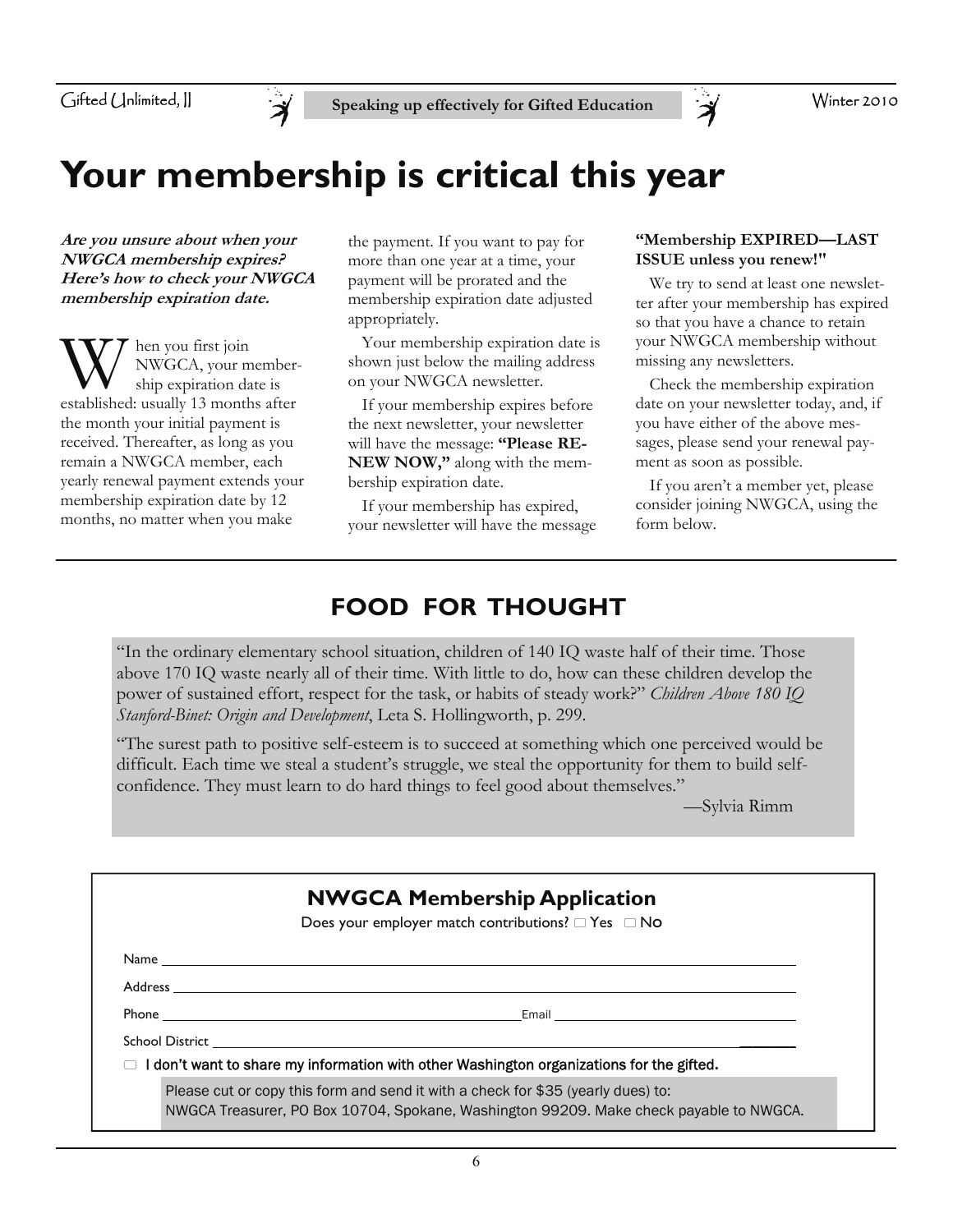# Your membership is critical this year

***Are you unsure about when your NWGCA membership expires? Here's how to check your NWGCA membership expiration date.***

When you first join NWGCA, your membership expiration date is established: usually 13 months after the month your initial payment is received. Thereafter, as long as you remain a NWGCA member, each yearly renewal payment extends your membership expiration date by 12 months, no matter when you make the payment. If you want to pay for more than one year at a time, your payment will be prorated and the membership expiration date adjusted appropriately.

Your membership expiration date is shown just below the mailing address on your NWGCA newsletter.

If your membership expires before the next newsletter, your newsletter will have the message: **"Please RENEW NOW,"** along with the membership expiration date.

If your membership has expired, your newsletter will have the message **"Membership EXPIRED—LAST ISSUE unless you renew!"**

We try to send at least one newsletter after your membership has expired so that you have a chance to retain your NWGCA membership without missing any newsletters.

Check the membership expiration date on your newsletter today, and, if you have either of the above messages, please send your renewal payment as soon as possible.

If you aren't a member yet, please consider joining NWGCA, using the form below.

## FOOD FOR THOUGHT

"In the ordinary elementary school situation, children of 140 IQ waste half of their time. Those above 170 IQ waste nearly all of their time. With little to do, how can these children develop the power of sustained effort, respect for the task, or habits of steady work?" *Children Above 180 IQ Stanford-Binet: Origin and Development*, Leta S. Hollingworth, p. 299.

"The surest path to positive self-esteem is to succeed at something which one perceived would be difficult. Each time we steal a student's struggle, we steal the opportunity for them to build self-confidence. They must learn to do hard things to feel good about themselves."

—Sylvia Rimm

## NWGCA Membership Application

Does your employer match contributions? ☐ Yes ☐ No

Name ____________________

Address ____________________

Phone ____________________ Email ____________________

School District ____________________

☐ **I don't want to share my information with other Washington organizations for the gifted.**

Please cut or copy this form and send it with a check for $35 (yearly dues) to:
NWGCA Treasurer, PO Box 10704, Spokane, Washington 99209. Make check payable to NWGCA.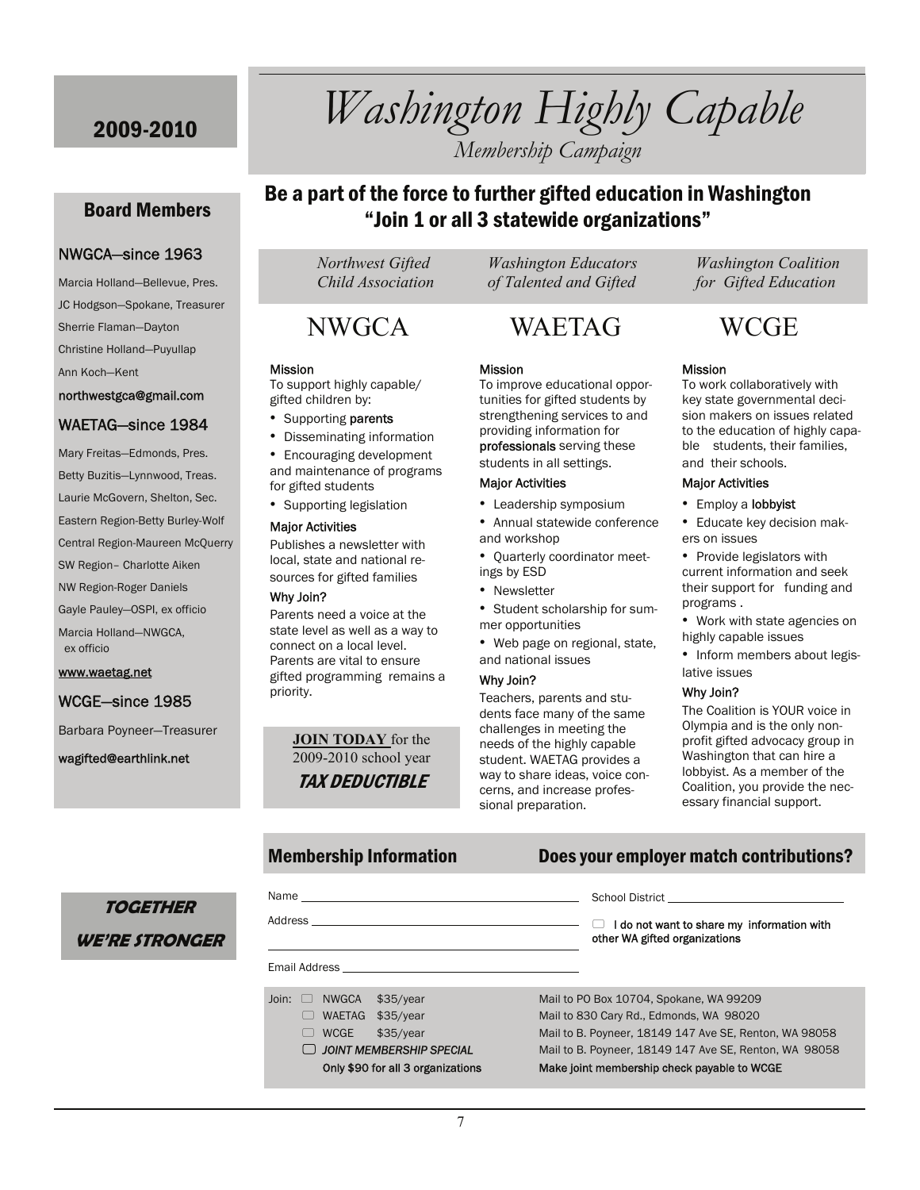# Washington Highly Capable

*Membership Campaign*

2009-2010

## Be a part of the force to further gifted education in Washington "Join 1 or all 3 statewide organizations"

### NWGCA

*Northwest Gifted Child Association*

**Mission**

To support highly capable/ gifted children by:

- Supporting **parents**
- Disseminating information
- Encouraging development and maintenance of programs for gifted students
- Supporting legislation

**Major Activities**

Publishes a newsletter with local, state and national resources for gifted families

**Why Join?**

Parents need a voice at the state level as well as a way to connect on a local level. Parents are vital to ensure gifted programming remains a priority.

**JOIN TODAY** for the 2009-2010 school year

***TAX DEDUCTIBLE***

### WAETAG

*Washington Educators of Talented and Gifted*

**Mission**

To improve educational opportunities for gifted students by strengthening services to and providing information for **professionals** serving these students in all settings.

**Major Activities**

- Leadership symposium
- Annual statewide conference and workshop
- Quarterly coordinator meetings by ESD
- Newsletter
- Student scholarship for summer opportunities
- Web page on regional, state, and national issues

**Why Join?**

Teachers, parents and students face many of the same challenges in meeting the needs of the highly capable student. WAETAG provides a way to share ideas, voice concerns, and increase professional preparation.

### WCGE

*Washington Coalition for Gifted Education*

**Mission**

To work collaboratively with key state governmental decision makers on issues related to the education of highly capable students, their families, and their schools.

**Major Activities**

- Employ a **lobbyist**
- Educate key decision makers on issues
- Provide legislators with current information and seek their support for funding and programs .
- Work with state agencies on highly capable issues
- Inform members about legislative issues

**Why Join?**

The Coalition is YOUR voice in Olympia and is the only nonprofit gifted advocacy group in Washington that can hire a lobbyist. As a member of the Coalition, you provide the necessary financial support.

## Board Members

### NWGCA—since 1963

Marcia Holland—Bellevue, Pres.
JC Hodgson—Spokane, Treasurer
Sherrie Flaman—Dayton
Christine Holland—Puyullap
Ann Koch—Kent

**northwestgca@gmail.com**

### WAETAG—since 1984

Mary Freitas—Edmonds, Pres.
Betty Buzitis—Lynnwood, Treas.
Laurie McGovern, Shelton, Sec.
Eastern Region-Betty Burley-Wolf
Central Region-Maureen McQuerry
SW Region– Charlotte Aiken
NW Region-Roger Daniels
Gayle Pauley—OSPI, ex officio
Marcia Holland—NWGCA, ex officio

**www.waetag.net**

### WCGE—since 1985

Barbara Poyneer—Treasurer

**wagifted@earthlink.net**

***TOGETHER WE'RE STRONGER***

## Membership Information

## Does your employer match contributions?

Name ______________________

School District ______________________

Address ______________________

☐ **I do not want to share my information with other WA gifted organizations**

Email Address ______________________

Join:

| | | |
|---|---|---|
| ☐ NWGCA | $35/year | Mail to PO Box 10704, Spokane, WA 99209 |
| ☐ WAETAG | $35/year | Mail to 830 Cary Rd., Edmonds, WA 98020 |
| ☐ WCGE | $35/year | Mail to B. Poyneer, 18149 147 Ave SE, Renton, WA 98058 |
| ☐ ***JOINT MEMBERSHIP SPECIAL*** | | Mail to B. Poyneer, 18149 147 Ave SE, Renton, WA 98058 |
| **Only $90 for all 3 organizations** | | **Make joint membership check payable to WCGE** |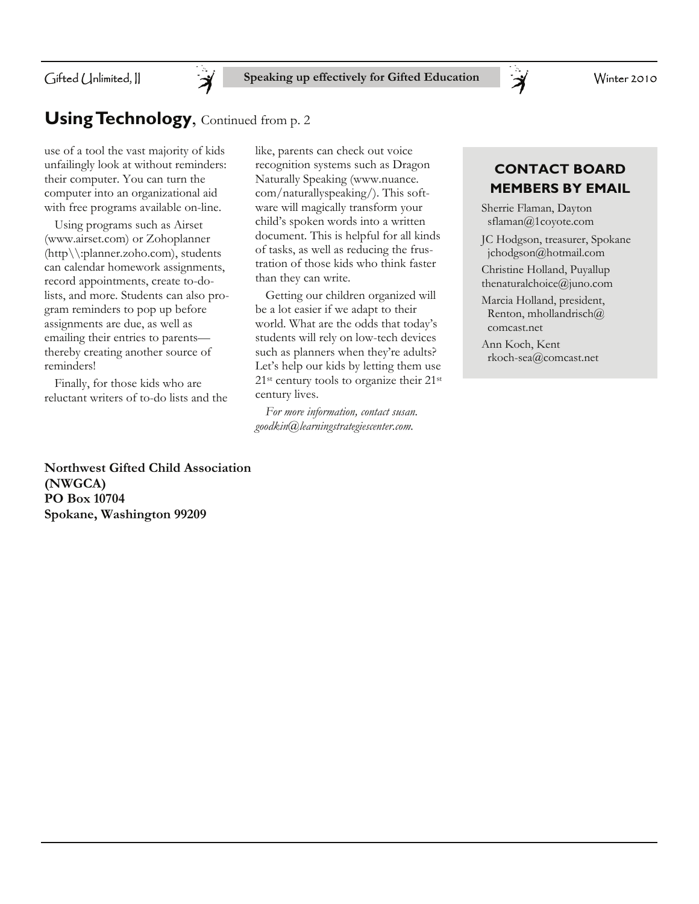## **Using Technology**, Continued from p. 2

use of a tool the vast majority of kids unfailingly look at without reminders: their computer. You can turn the computer into an organizational aid with free programs available on-line.

Using programs such as Airset (www.airset.com) or Zohoplanner (http\\:planner.zoho.com), students can calendar homework assignments, record appointments, create to-do-lists, and more. Students can also program reminders to pop up before assignments are due, as well as emailing their entries to parents—thereby creating another source of reminders!

Finally, for those kids who are reluctant writers of to-do lists and the like, parents can check out voice recognition systems such as Dragon Naturally Speaking (www.nuance.com/naturallyspeaking/). This software will magically transform your child's spoken words into a written document. This is helpful for all kinds of tasks, as well as reducing the frustration of those kids who think faster than they can write.

Getting our children organized will be a lot easier if we adapt to their world. What are the odds that today's students will rely on low-tech devices such as planners when they're adults? Let's help our kids by letting them use 21st century tools to organize their 21st century lives.

*For more information, contact susan.goodkin@learningstrategiescenter.com.*

### CONTACT BOARD MEMBERS BY EMAIL

Sherrie Flaman, Dayton
sflaman@1coyote.com

JC Hodgson, treasurer, Spokane
jchodgson@hotmail.com

Christine Holland, Puyallup
thenaturalchoice@juno.com

Marcia Holland, president, Renton, mhollandrisch@comcast.net

Ann Koch, Kent
rkoch-sea@comcast.net

**Northwest Gifted Child Association (NWGCA)**
**PO Box 10704**
**Spokane, Washington 99209**